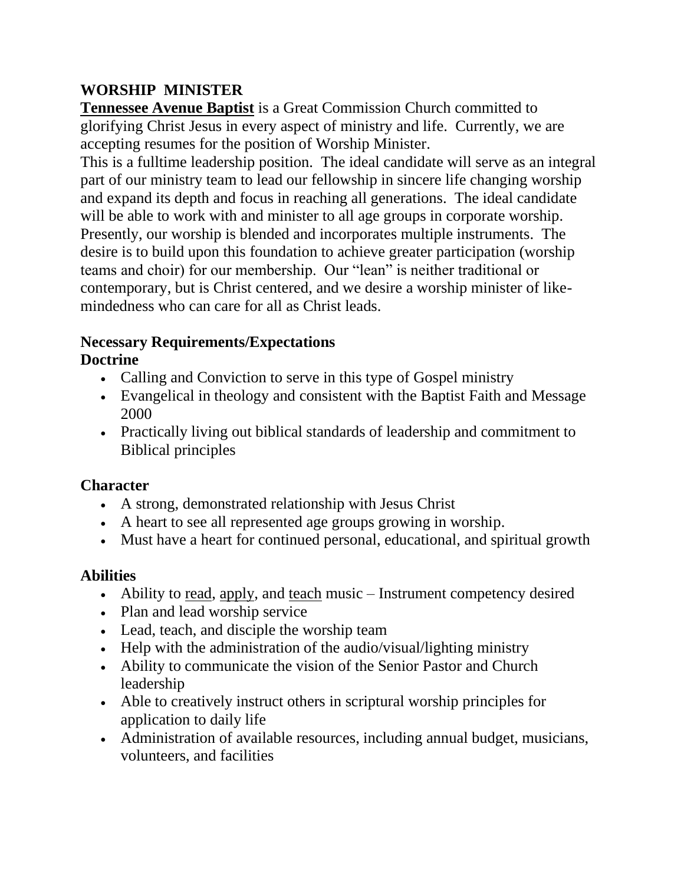# WORSHIP MINISTER

**Tennessee Avenue Baptist** is a Great Commission Church committed to glorifying Christ Jesus in every aspect of ministry and life. Currently, we are accepting resumes for the position of Worship Minister.

This is a fulltime leadership position. The ideal candidate will serve as an integral part of our ministry team to lead our fellowship in sincere life changing worship and expand its depth and focus in reaching all generations. The ideal candidate will be able to work with and minister to all age groups in corporate worship. Presently, our worship is blended and incorporates multiple instruments. The desire is to build upon this foundation to achieve greater participation (worship teams and choir) for our membership. Our "lean" is neither traditional or contemporary, but is Christ centered, and we desire a worship minister of like-mindedness who can care for all as Christ leads.

## Necessary Requirements/Expectations

### Doctrine

- Calling and Conviction to serve in this type of Gospel ministry
- Evangelical in theology and consistent with the Baptist Faith and Message 2000
- Practically living out biblical standards of leadership and commitment to Biblical principles

### Character

- A strong, demonstrated relationship with Jesus Christ
- A heart to see all represented age groups growing in worship.
- Must have a heart for continued personal, educational, and spiritual growth

### Abilities

- Ability to <u>read</u>, <u>apply</u>, and <u>teach</u> music – Instrument competency desired
- Plan and lead worship service
- Lead, teach, and disciple the worship team
- Help with the administration of the audio/visual/lighting ministry
- Ability to communicate the vision of the Senior Pastor and Church leadership
- Able to creatively instruct others in scriptural worship principles for application to daily life
- Administration of available resources, including annual budget, musicians, volunteers, and facilities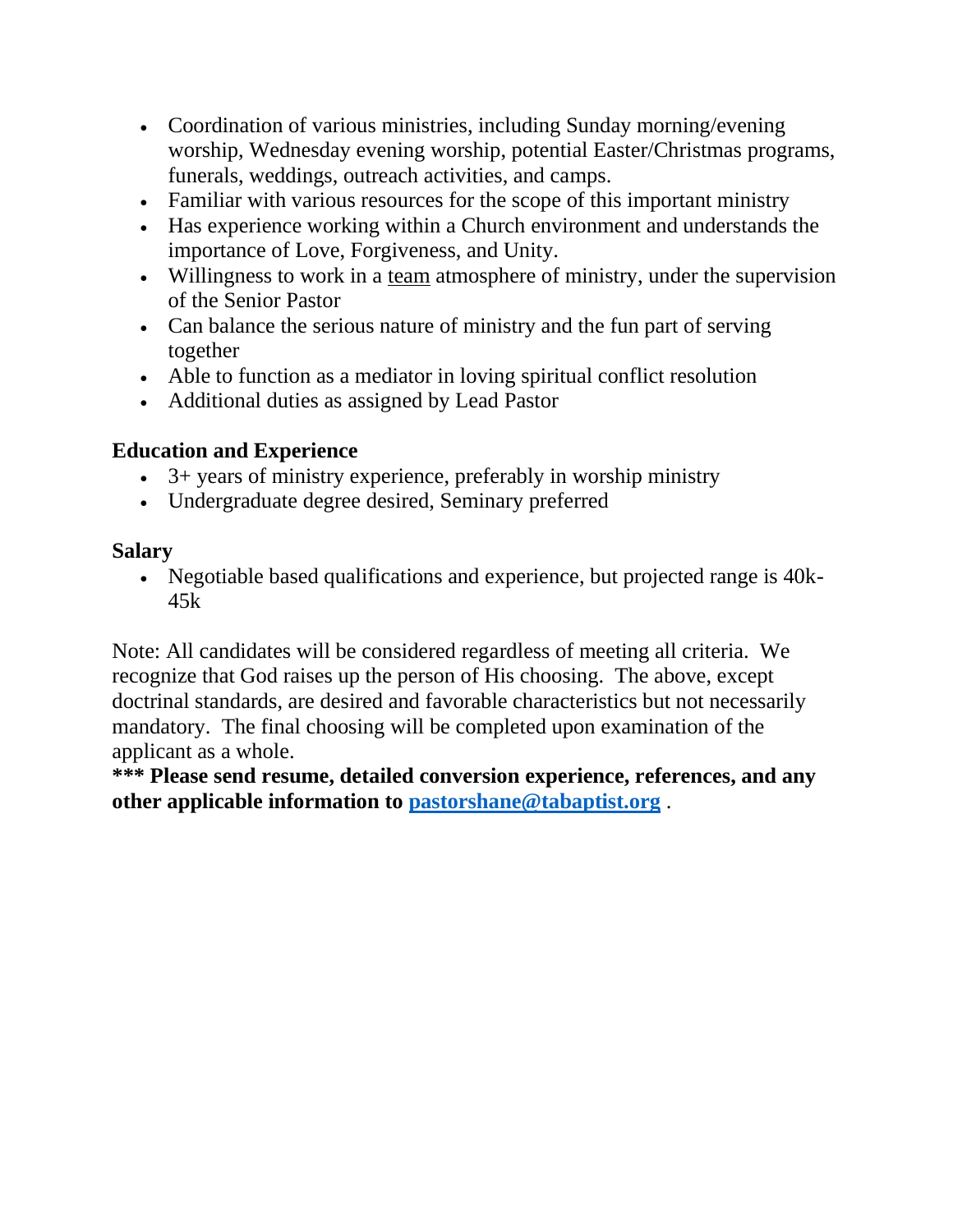- Coordination of various ministries, including Sunday morning/evening worship, Wednesday evening worship, potential Easter/Christmas programs, funerals, weddings, outreach activities, and camps.
- Familiar with various resources for the scope of this important ministry
- Has experience working within a Church environment and understands the importance of Love, Forgiveness, and Unity.
- Willingness to work in a <u>team</u> atmosphere of ministry, under the supervision of the Senior Pastor
- Can balance the serious nature of ministry and the fun part of serving together
- Able to function as a mediator in loving spiritual conflict resolution
- Additional duties as assigned by Lead Pastor

**Education and Experience**

- 3+ years of ministry experience, preferably in worship ministry
- Undergraduate degree desired, Seminary preferred

**Salary**

- Negotiable based qualifications and experience, but projected range is 40k-45k

Note: All candidates will be considered regardless of meeting all criteria. We recognize that God raises up the person of His choosing. The above, except doctrinal standards, are desired and favorable characteristics but not necessarily mandatory. The final choosing will be completed upon examination of the applicant as a whole.

**\*\*\* Please send resume, detailed conversion experience, references, and any other applicable information to [pastorshane@tabaptist.org](mailto:pastorshane@tabaptist.org)** .